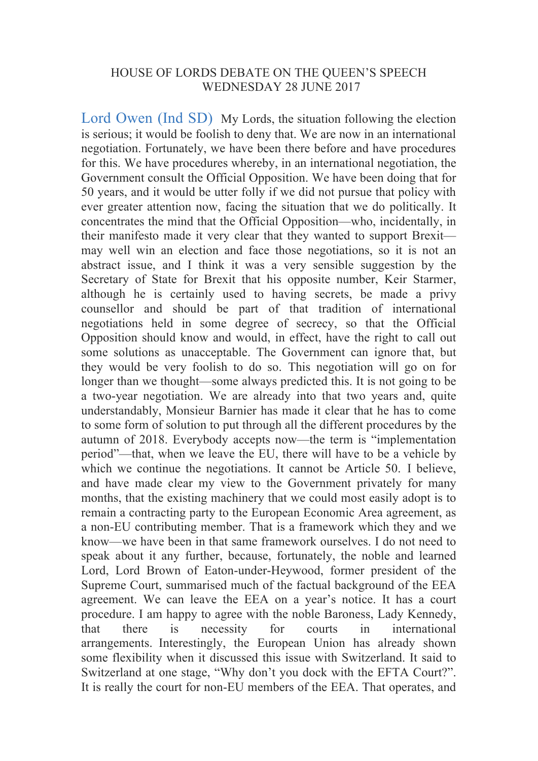HOUSE OF LORDS DEBATE ON THE QUEEN'S SPEECH
WEDNESDAY 28 JUNE 2017

Lord Owen (Ind SD) My Lords, the situation following the election is serious; it would be foolish to deny that. We are now in an international negotiation. Fortunately, we have been there before and have procedures for this. We have procedures whereby, in an international negotiation, the Government consult the Official Opposition. We have been doing that for 50 years, and it would be utter folly if we did not pursue that policy with ever greater attention now, facing the situation that we do politically. It concentrates the mind that the Official Opposition—who, incidentally, in their manifesto made it very clear that they wanted to support Brexit—may well win an election and face those negotiations, so it is not an abstract issue, and I think it was a very sensible suggestion by the Secretary of State for Brexit that his opposite number, Keir Starmer, although he is certainly used to having secrets, be made a privy counsellor and should be part of that tradition of international negotiations held in some degree of secrecy, so that the Official Opposition should know and would, in effect, have the right to call out some solutions as unacceptable. The Government can ignore that, but they would be very foolish to do so. This negotiation will go on for longer than we thought—some always predicted this. It is not going to be a two-year negotiation. We are already into that two years and, quite understandably, Monsieur Barnier has made it clear that he has to come to some form of solution to put through all the different procedures by the autumn of 2018. Everybody accepts now—the term is "implementation period"—that, when we leave the EU, there will have to be a vehicle by which we continue the negotiations. It cannot be Article 50. I believe, and have made clear my view to the Government privately for many months, that the existing machinery that we could most easily adopt is to remain a contracting party to the European Economic Area agreement, as a non-EU contributing member. That is a framework which they and we know—we have been in that same framework ourselves. I do not need to speak about it any further, because, fortunately, the noble and learned Lord, Lord Brown of Eaton-under-Heywood, former president of the Supreme Court, summarised much of the factual background of the EEA agreement. We can leave the EEA on a year's notice. It has a court procedure. I am happy to agree with the noble Baroness, Lady Kennedy, that there is necessity for courts in international arrangements. Interestingly, the European Union has already shown some flexibility when it discussed this issue with Switzerland. It said to Switzerland at one stage, "Why don't you dock with the EFTA Court?". It is really the court for non-EU members of the EEA. That operates, and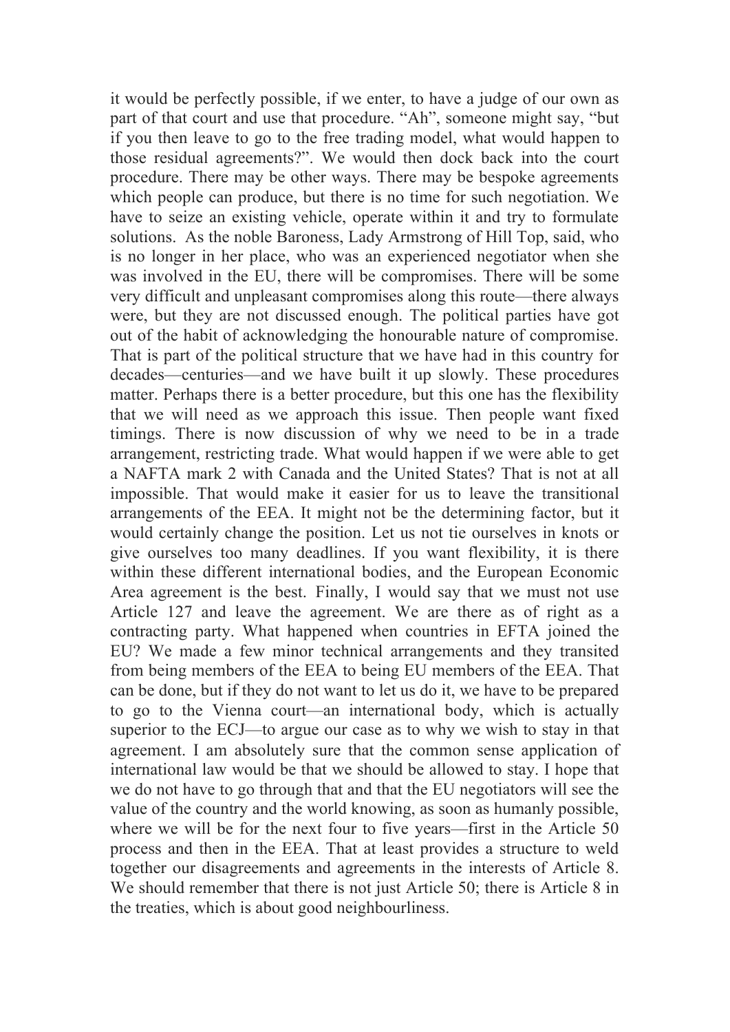it would be perfectly possible, if we enter, to have a judge of our own as part of that court and use that procedure. “Ah”, someone might say, “but if you then leave to go to the free trading model, what would happen to those residual agreements?”. We would then dock back into the court procedure. There may be other ways. There may be bespoke agreements which people can produce, but there is no time for such negotiation. We have to seize an existing vehicle, operate within it and try to formulate solutions. As the noble Baroness, Lady Armstrong of Hill Top, said, who is no longer in her place, who was an experienced negotiator when she was involved in the EU, there will be compromises. There will be some very difficult and unpleasant compromises along this route—there always were, but they are not discussed enough. The political parties have got out of the habit of acknowledging the honourable nature of compromise. That is part of the political structure that we have had in this country for decades—centuries—and we have built it up slowly. These procedures matter. Perhaps there is a better procedure, but this one has the flexibility that we will need as we approach this issue. Then people want fixed timings. There is now discussion of why we need to be in a trade arrangement, restricting trade. What would happen if we were able to get a NAFTA mark 2 with Canada and the United States? That is not at all impossible. That would make it easier for us to leave the transitional arrangements of the EEA. It might not be the determining factor, but it would certainly change the position. Let us not tie ourselves in knots or give ourselves too many deadlines. If you want flexibility, it is there within these different international bodies, and the European Economic Area agreement is the best. Finally, I would say that we must not use Article 127 and leave the agreement. We are there as of right as a contracting party. What happened when countries in EFTA joined the EU? We made a few minor technical arrangements and they transited from being members of the EEA to being EU members of the EEA. That can be done, but if they do not want to let us do it, we have to be prepared to go to the Vienna court—an international body, which is actually superior to the ECJ—to argue our case as to why we wish to stay in that agreement. I am absolutely sure that the common sense application of international law would be that we should be allowed to stay. I hope that we do not have to go through that and that the EU negotiators will see the value of the country and the world knowing, as soon as humanly possible, where we will be for the next four to five years—first in the Article 50 process and then in the EEA. That at least provides a structure to weld together our disagreements and agreements in the interests of Article 8. We should remember that there is not just Article 50; there is Article 8 in the treaties, which is about good neighbourliness.